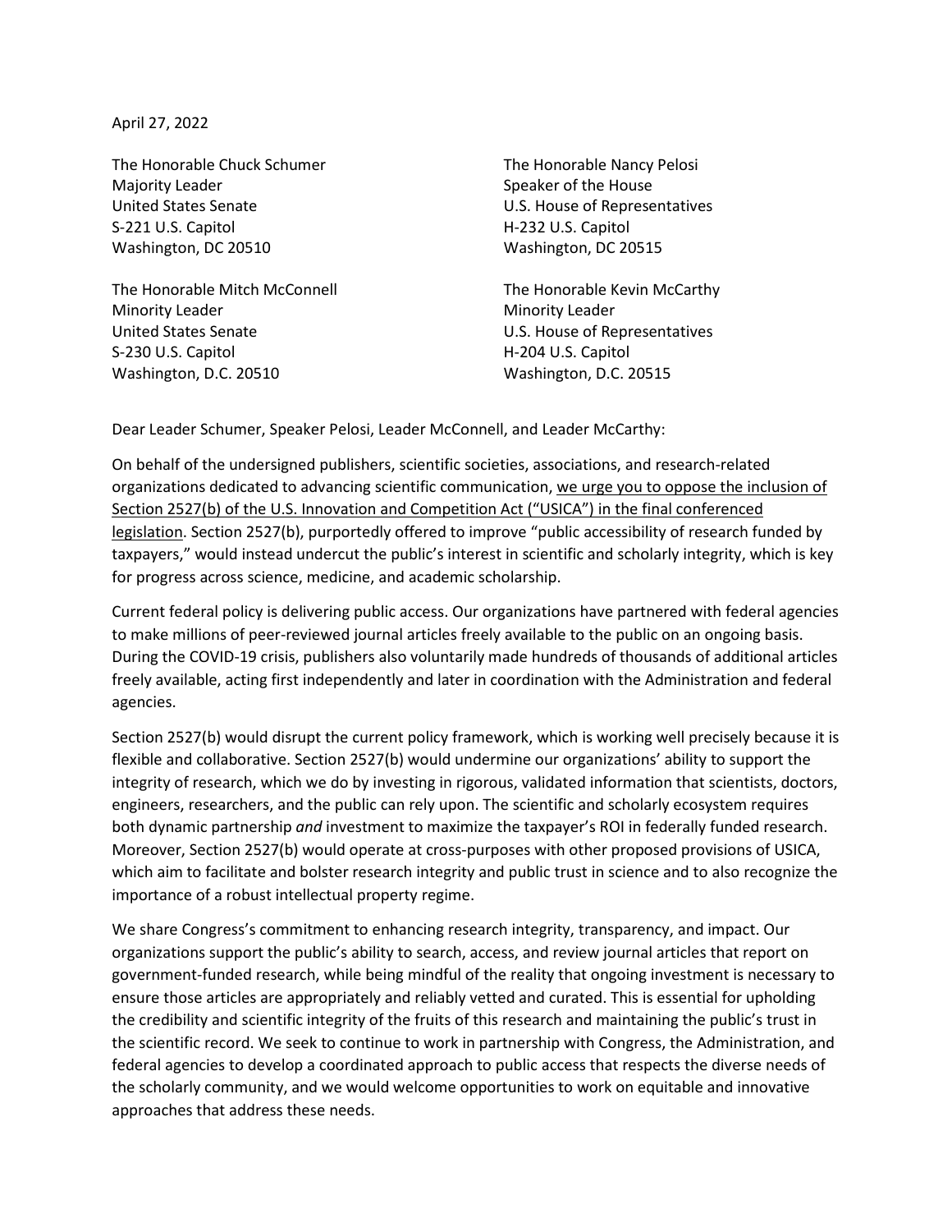April 27, 2022

The Honorable Chuck Schumer
Majority Leader
United States Senate
S-221 U.S. Capitol
Washington, DC 20510

The Honorable Nancy Pelosi
Speaker of the House
U.S. House of Representatives
H-232 U.S. Capitol
Washington, DC 20515

The Honorable Mitch McConnell
Minority Leader
United States Senate
S-230 U.S. Capitol
Washington, D.C. 20510

The Honorable Kevin McCarthy
Minority Leader
U.S. House of Representatives
H-204 U.S. Capitol
Washington, D.C. 20515

Dear Leader Schumer, Speaker Pelosi, Leader McConnell, and Leader McCarthy:

On behalf of the undersigned publishers, scientific societies, associations, and research-related organizations dedicated to advancing scientific communication, <u>we urge you to oppose the inclusion of Section 2527(b) of the U.S. Innovation and Competition Act ("USICA") in the final conferenced legislation</u>. Section 2527(b), purportedly offered to improve "public accessibility of research funded by taxpayers," would instead undercut the public's interest in scientific and scholarly integrity, which is key for progress across science, medicine, and academic scholarship.

Current federal policy is delivering public access. Our organizations have partnered with federal agencies to make millions of peer-reviewed journal articles freely available to the public on an ongoing basis. During the COVID-19 crisis, publishers also voluntarily made hundreds of thousands of additional articles freely available, acting first independently and later in coordination with the Administration and federal agencies.

Section 2527(b) would disrupt the current policy framework, which is working well precisely because it is flexible and collaborative. Section 2527(b) would undermine our organizations' ability to support the integrity of research, which we do by investing in rigorous, validated information that scientists, doctors, engineers, researchers, and the public can rely upon. The scientific and scholarly ecosystem requires both dynamic partnership *and* investment to maximize the taxpayer's ROI in federally funded research. Moreover, Section 2527(b) would operate at cross-purposes with other proposed provisions of USICA, which aim to facilitate and bolster research integrity and public trust in science and to also recognize the importance of a robust intellectual property regime.

We share Congress's commitment to enhancing research integrity, transparency, and impact. Our organizations support the public's ability to search, access, and review journal articles that report on government-funded research, while being mindful of the reality that ongoing investment is necessary to ensure those articles are appropriately and reliably vetted and curated. This is essential for upholding the credibility and scientific integrity of the fruits of this research and maintaining the public's trust in the scientific record. We seek to continue to work in partnership with Congress, the Administration, and federal agencies to develop a coordinated approach to public access that respects the diverse needs of the scholarly community, and we would welcome opportunities to work on equitable and innovative approaches that address these needs.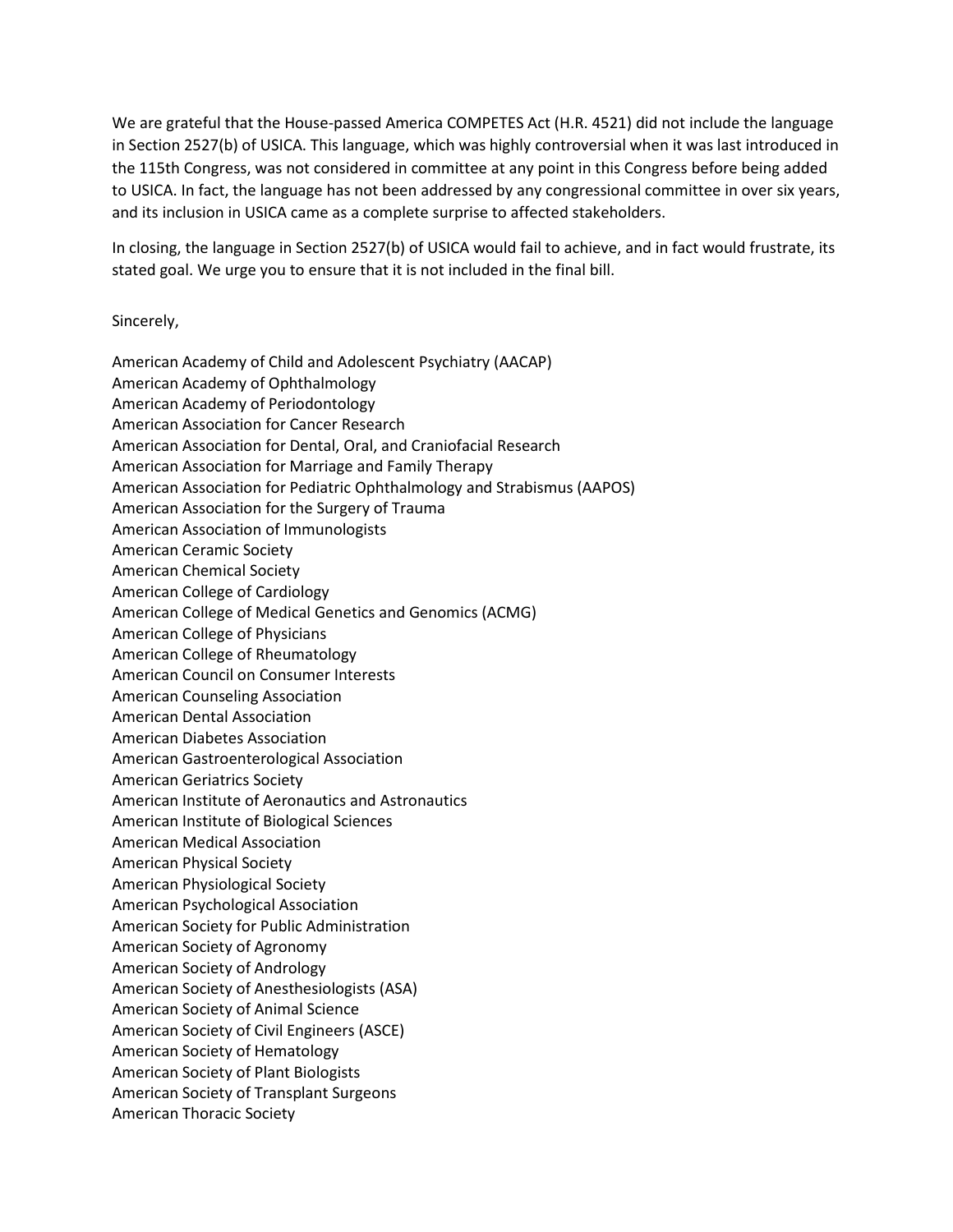We are grateful that the House-passed America COMPETES Act (H.R. 4521) did not include the language in Section 2527(b) of USICA. This language, which was highly controversial when it was last introduced in the 115th Congress, was not considered in committee at any point in this Congress before being added to USICA. In fact, the language has not been addressed by any congressional committee in over six years, and its inclusion in USICA came as a complete surprise to affected stakeholders.

In closing, the language in Section 2527(b) of USICA would fail to achieve, and in fact would frustrate, its stated goal. We urge you to ensure that it is not included in the final bill.

Sincerely,

American Academy of Child and Adolescent Psychiatry (AACAP)
American Academy of Ophthalmology
American Academy of Periodontology
American Association for Cancer Research
American Association for Dental, Oral, and Craniofacial Research
American Association for Marriage and Family Therapy
American Association for Pediatric Ophthalmology and Strabismus (AAPOS)
American Association for the Surgery of Trauma
American Association of Immunologists
American Ceramic Society
American Chemical Society
American College of Cardiology
American College of Medical Genetics and Genomics (ACMG)
American College of Physicians
American College of Rheumatology
American Council on Consumer Interests
American Counseling Association
American Dental Association
American Diabetes Association
American Gastroenterological Association
American Geriatrics Society
American Institute of Aeronautics and Astronautics
American Institute of Biological Sciences
American Medical Association
American Physical Society
American Physiological Society
American Psychological Association
American Society for Public Administration
American Society of Agronomy
American Society of Andrology
American Society of Anesthesiologists (ASA)
American Society of Animal Science
American Society of Civil Engineers (ASCE)
American Society of Hematology
American Society of Plant Biologists
American Society of Transplant Surgeons
American Thoracic Society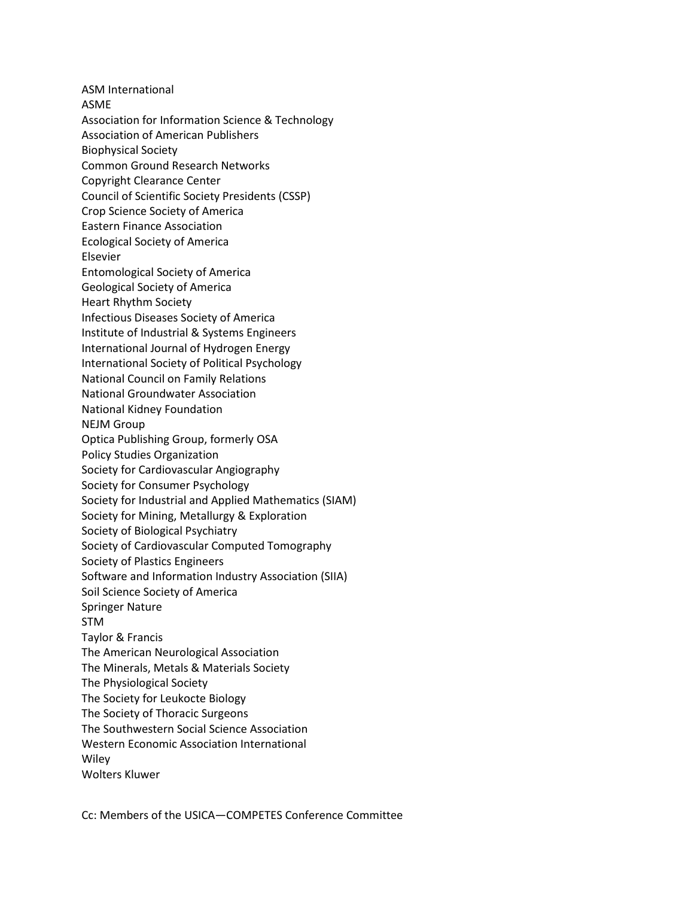ASM International
ASME
Association for Information Science & Technology
Association of American Publishers
Biophysical Society
Common Ground Research Networks
Copyright Clearance Center
Council of Scientific Society Presidents (CSSP)
Crop Science Society of America
Eastern Finance Association
Ecological Society of America
Elsevier
Entomological Society of America
Geological Society of America
Heart Rhythm Society
Infectious Diseases Society of America
Institute of Industrial & Systems Engineers
International Journal of Hydrogen Energy
International Society of Political Psychology
National Council on Family Relations
National Groundwater Association
National Kidney Foundation
NEJM Group
Optica Publishing Group, formerly OSA
Policy Studies Organization
Society for Cardiovascular Angiography
Society for Consumer Psychology
Society for Industrial and Applied Mathematics (SIAM)
Society for Mining, Metallurgy & Exploration
Society of Biological Psychiatry
Society of Cardiovascular Computed Tomography
Society of Plastics Engineers
Software and Information Industry Association (SIIA)
Soil Science Society of America
Springer Nature
STM
Taylor & Francis
The American Neurological Association
The Minerals, Metals & Materials Society
The Physiological Society
The Society for Leukocte Biology
The Society of Thoracic Surgeons
The Southwestern Social Science Association
Western Economic Association International
Wiley
Wolters Kluwer

Cc: Members of the USICA—COMPETES Conference Committee